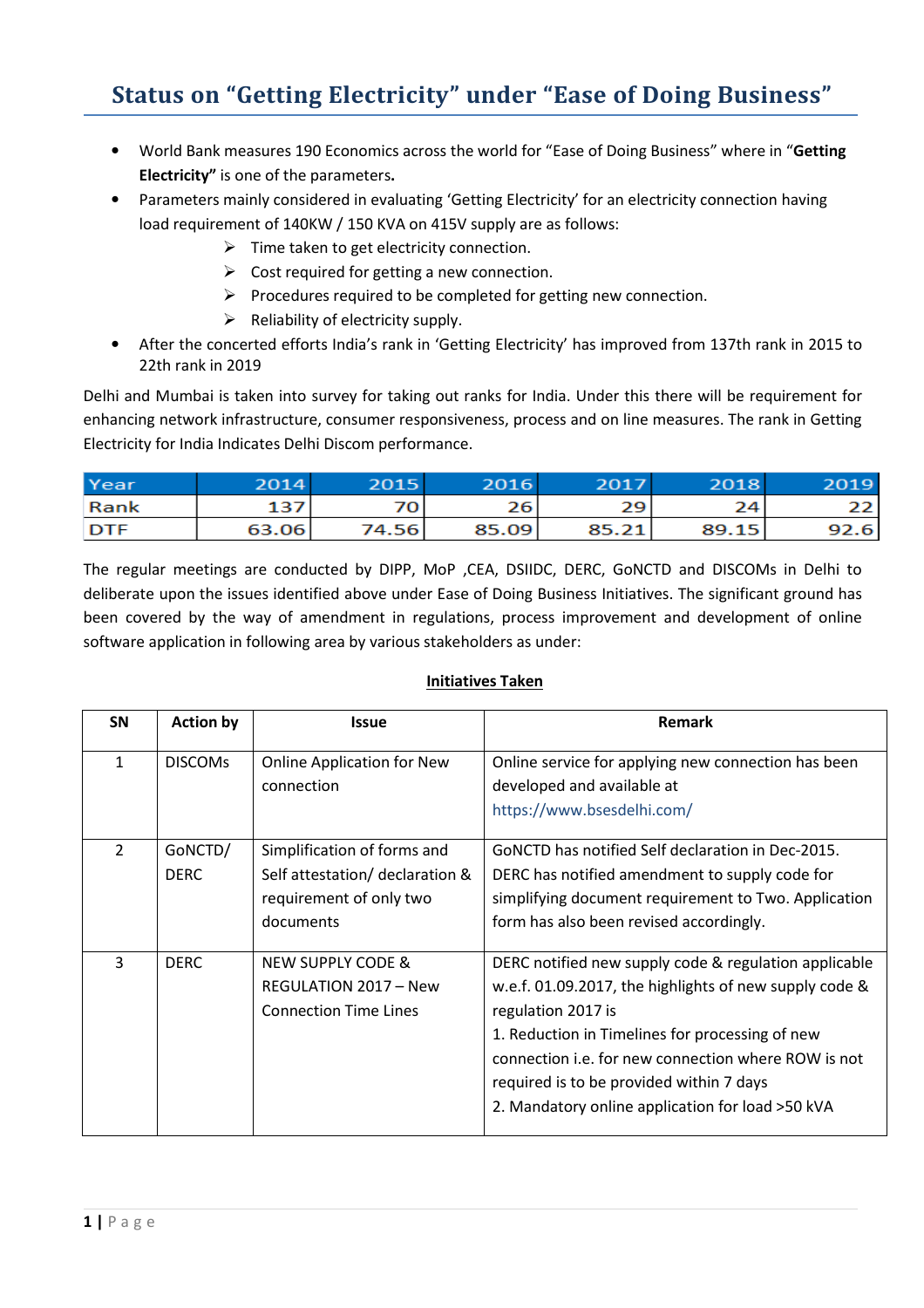# Status on "Getting Electricity" under "Ease of Doing Business"

- World Bank measures 190 Economics across the world for "Ease of Doing Business" where in "**Getting Electricity"** is one of the parameters**.**
- Parameters mainly considered in evaluating 'Getting Electricity' for an electricity connection having load requirement of 140KW / 150 KVA on 415V supply are as follows:
  - Time taken to get electricity connection.
  - Cost required for getting a new connection.
  - Procedures required to be completed for getting new connection.
  - Reliability of electricity supply.
- After the concerted efforts India's rank in 'Getting Electricity' has improved from 137th rank in 2015 to 22th rank in 2019

Delhi and Mumbai is taken into survey for taking out ranks for India. Under this there will be requirement for enhancing network infrastructure, consumer responsiveness, process and on line measures. The rank in Getting Electricity for India Indicates Delhi Discom performance.

| Year | 2014 | 2015 | 2016 | 2017 | 2018 | 2019 |
|---|---|---|---|---|---|---|
| Rank | 137 | 70 | 26 | 29 | 24 | 22 |
| DTF | 63.06 | 74.56 | 85.09 | 85.21 | 89.15 | 92.6 |

The regular meetings are conducted by DIPP, MoP ,CEA, DSIIDC, DERC, GoNCTD and DISCOMs in Delhi to deliberate upon the issues identified above under Ease of Doing Business Initiatives. The significant ground has been covered by the way of amendment in regulations, process improvement and development of online software application in following area by various stakeholders as under:

**Initiatives Taken**

| SN | Action by | Issue | Remark |
|---|---|---|---|
| 1 | DISCOMs | Online Application for New connection | Online service for applying new connection has been developed and available at https://www.bsesdelhi.com/ |
| 2 | GoNCTD/ DERC | Simplification of forms and Self attestation/ declaration & requirement of only two documents | GoNCTD has notified Self declaration in Dec-2015. DERC has notified amendment to supply code for simplifying document requirement to Two. Application form has also been revised accordingly. |
| 3 | DERC | NEW SUPPLY CODE & REGULATION 2017 – New Connection Time Lines | DERC notified new supply code & regulation applicable w.e.f. 01.09.2017, the highlights of new supply code & regulation 2017 is<br>1. Reduction in Timelines for processing of new connection i.e. for new connection where ROW is not required is to be provided within 7 days<br>2. Mandatory online application for load >50 kVA |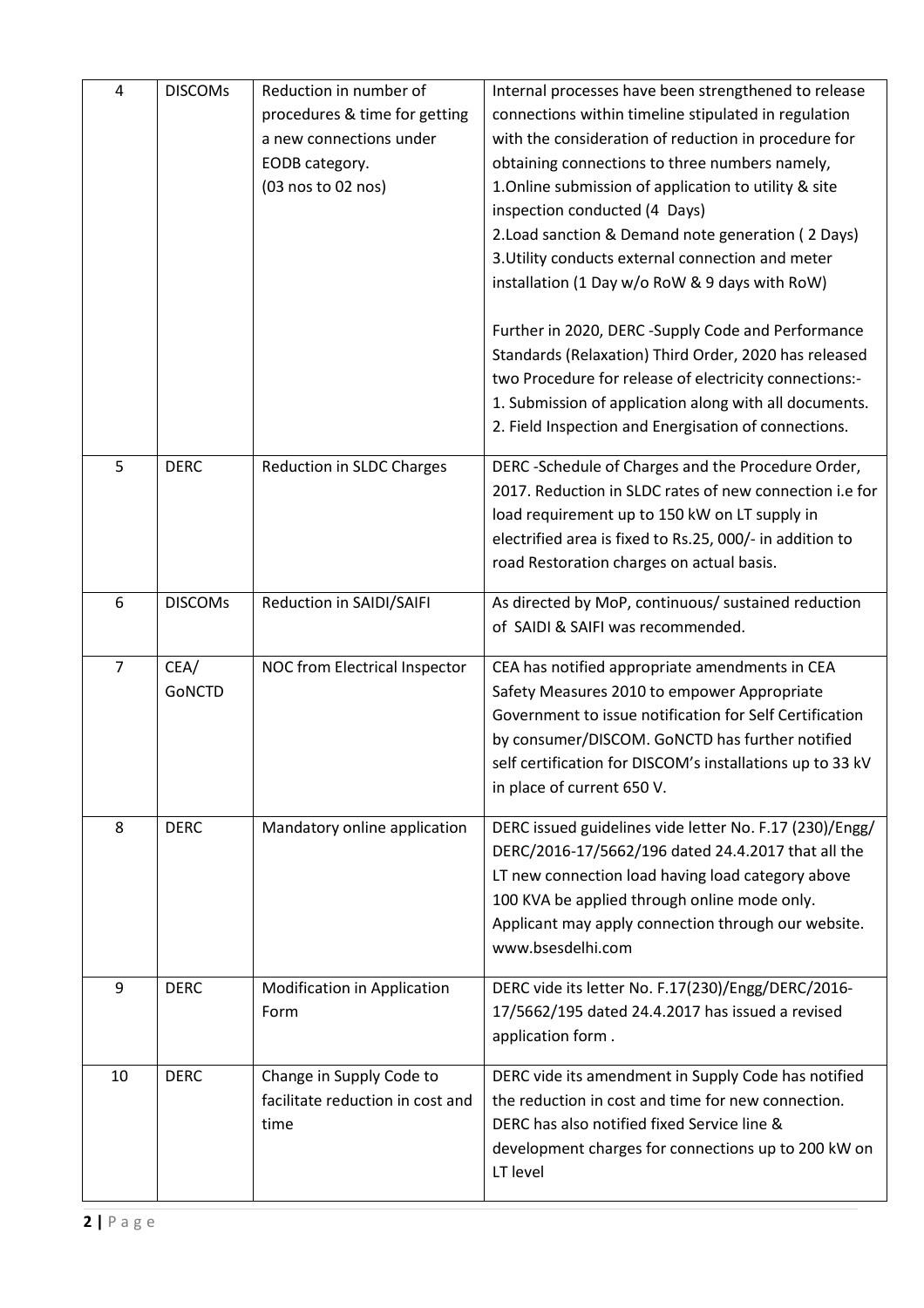| 4 | DISCOMs | Reduction in number of procedures & time for getting a new connections under EODB category. (03 nos to 02 nos) | Internal processes have been strengthened to release connections within timeline stipulated in regulation with the consideration of reduction in procedure for obtaining connections to three numbers namely,<br>1.Online submission of application to utility & site inspection conducted (4 Days)<br>2.Load sanction & Demand note generation ( 2 Days)<br>3.Utility conducts external connection and meter installation (1 Day w/o RoW & 9 days with RoW)<br><br>Further in 2020, DERC -Supply Code and Performance Standards (Relaxation) Third Order, 2020 has released two Procedure for release of electricity connections:-<br>1. Submission of application along with all documents.<br>2. Field Inspection and Energisation of connections. |
|---|---|---|---|
| 5 | DERC | Reduction in SLDC Charges | DERC -Schedule of Charges and the Procedure Order, 2017. Reduction in SLDC rates of new connection i.e for load requirement up to 150 kW on LT supply in electrified area is fixed to Rs.25, 000/- in addition to road Restoration charges on actual basis. |
| 6 | DISCOMs | Reduction in SAIDI/SAIFI | As directed by MoP, continuous/ sustained reduction of SAIDI & SAIFI was recommended. |
| 7 | CEA/ GoNCTD | NOC from Electrical Inspector | CEA has notified appropriate amendments in CEA Safety Measures 2010 to empower Appropriate Government to issue notification for Self Certification by consumer/DISCOM. GoNCTD has further notified self certification for DISCOM's installations up to 33 kV in place of current 650 V. |
| 8 | DERC | Mandatory online application | DERC issued guidelines vide letter No. F.17 (230)/Engg/ DERC/2016-17/5662/196 dated 24.4.2017 that all the LT new connection load having load category above 100 KVA be applied through online mode only. Applicant may apply connection through our website. www.bsesdelhi.com |
| 9 | DERC | Modification in Application Form | DERC vide its letter No. F.17(230)/Engg/DERC/2016-17/5662/195 dated 24.4.2017 has issued a revised application form . |
| 10 | DERC | Change in Supply Code to facilitate reduction in cost and time | DERC vide its amendment in Supply Code has notified the reduction in cost and time for new connection. DERC has also notified fixed Service line & development charges for connections up to 200 kW on LT level |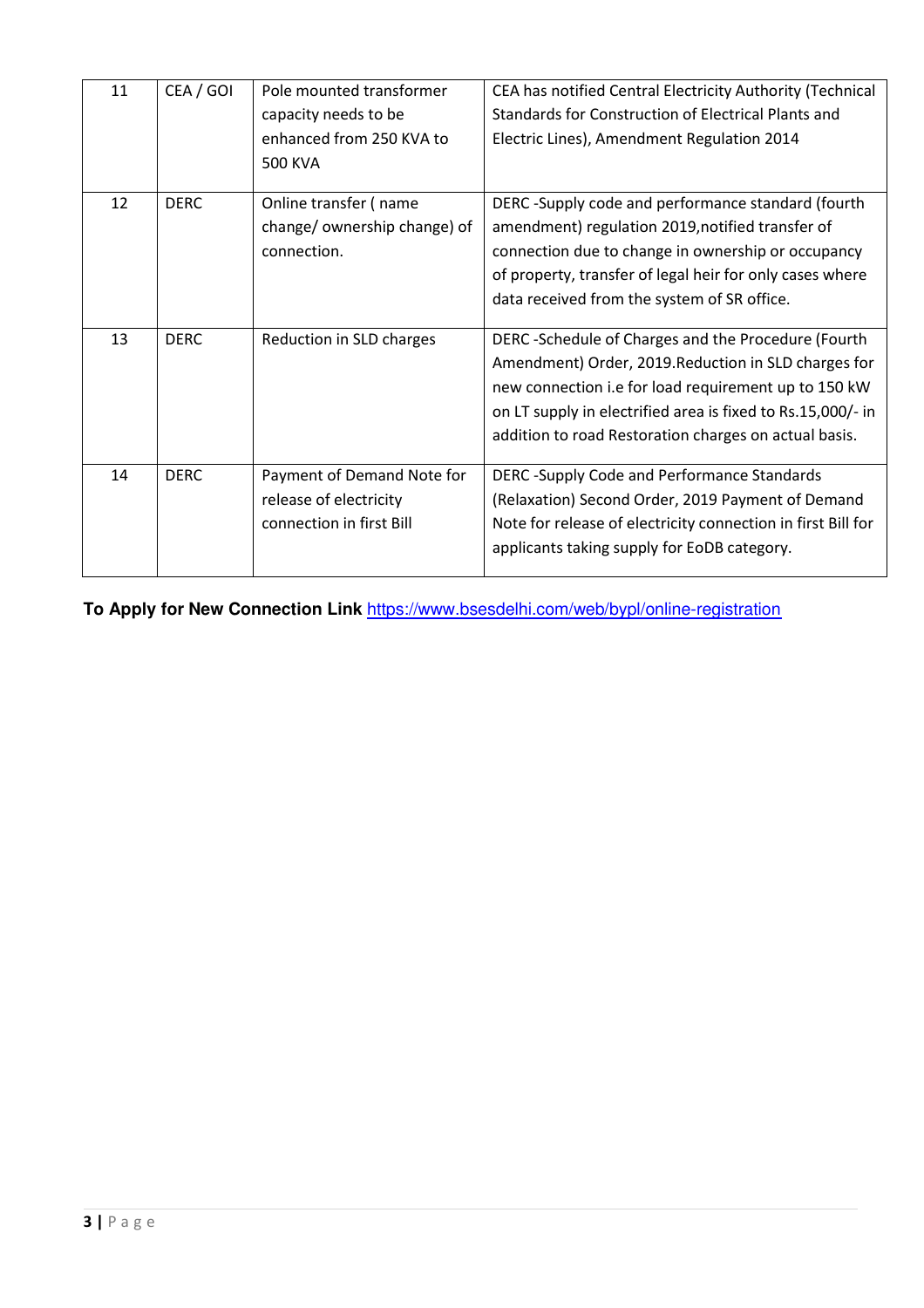| | | | |
|---|---|---|---|
| 11 | CEA / GOI | Pole mounted transformer capacity needs to be enhanced from 250 KVA to 500 KVA | CEA has notified Central Electricity Authority (Technical Standards for Construction of Electrical Plants and Electric Lines), Amendment Regulation 2014 |
| 12 | DERC | Online transfer ( name change/ ownership change) of connection. | DERC -Supply code and performance standard (fourth amendment) regulation 2019,notified transfer of connection due to change in ownership or occupancy of property, transfer of legal heir for only cases where data received from the system of SR office. |
| 13 | DERC | Reduction in SLD charges | DERC -Schedule of Charges and the Procedure (Fourth Amendment) Order, 2019.Reduction in SLD charges for new connection i.e for load requirement up to 150 kW on LT supply in electrified area is fixed to Rs.15,000/- in addition to road Restoration charges on actual basis. |
| 14 | DERC | Payment of Demand Note for release of electricity connection in first Bill | DERC -Supply Code and Performance Standards (Relaxation) Second Order, 2019 Payment of Demand Note for release of electricity connection in first Bill for applicants taking supply for EoDB category. |

**To Apply for New Connection Link** https://www.bsesdelhi.com/web/bypl/online-registration